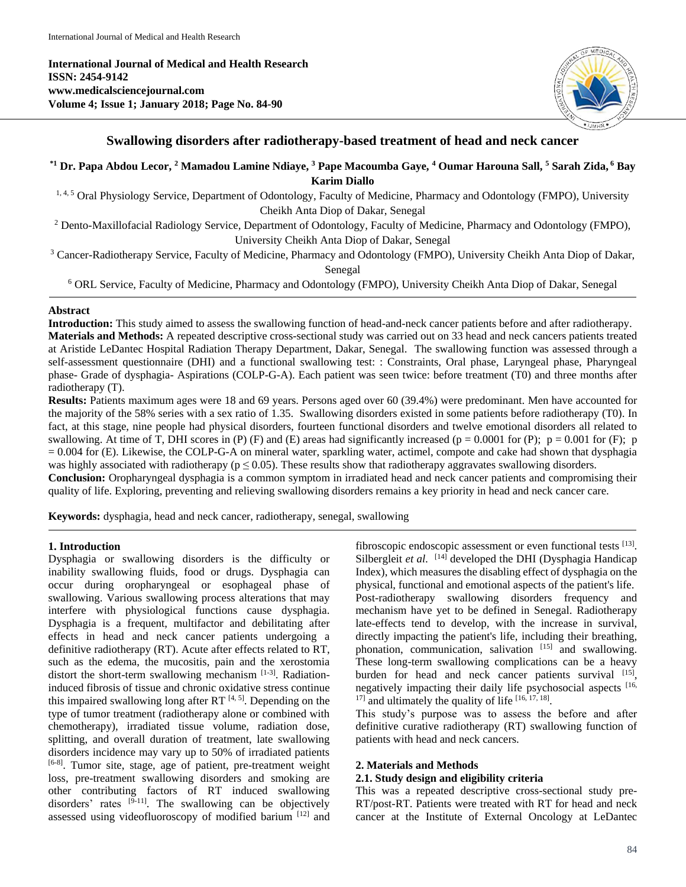International Journal of Medical and Health Research
ISSN: 2454-9142
www.medicalsciencejournal.com
Volume 4; Issue 1; January 2018; Page No. 84-90

# Swallowing disorders after radiotherapy-based treatment of head and neck cancer

**[*1] Dr. Papa Abdou Lecor, [2] Mamadou Lamine Ndiaye, [3] Pape Macoumba Gaye, [4] Oumar Harouna Sall, [5] Sarah Zida, [6] Bay Karim Diallo**

[1, 4, 5] Oral Physiology Service, Department of Odontology, Faculty of Medicine, Pharmacy and Odontology (FMPO), University Cheikh Anta Diop of Dakar, Senegal

[2] Dento-Maxillofacial Radiology Service, Department of Odontology, Faculty of Medicine, Pharmacy and Odontology (FMPO), University Cheikh Anta Diop of Dakar, Senegal

[3] Cancer-Radiotherapy Service, Faculty of Medicine, Pharmacy and Odontology (FMPO), University Cheikh Anta Diop of Dakar, Senegal

[6] ORL Service, Faculty of Medicine, Pharmacy and Odontology (FMPO), University Cheikh Anta Diop of Dakar, Senegal

## Abstract

**Introduction:** This study aimed to assess the swallowing function of head-and-neck cancer patients before and after radiotherapy.

**Materials and Methods:** A repeated descriptive cross-sectional study was carried out on 33 head and neck cancers patients treated at Aristide LeDantec Hospital Radiation Therapy Department, Dakar, Senegal. The swallowing function was assessed through a self-assessment questionnaire (DHI) and a functional swallowing test: : Constraints, Oral phase, Laryngeal phase, Pharyngeal phase- Grade of dysphagia- Aspirations (COLP-G-A). Each patient was seen twice: before treatment (T0) and three months after radiotherapy (T).

**Results:** Patients maximum ages were 18 and 69 years. Persons aged over 60 (39.4%) were predominant. Men have accounted for the majority of the 58% series with a sex ratio of 1.35. Swallowing disorders existed in some patients before radiotherapy (T0). In fact, at this stage, nine people had physical disorders, fourteen functional disorders and twelve emotional disorders all related to swallowing. At time of T, DHI scores in (P) (F) and (E) areas had significantly increased ($p = 0.0001$ for (P); $p = 0.001$ for (F); $p = 0.004$ for (E). Likewise, the COLP-G-A on mineral water, sparkling water, actimel, compote and cake had shown that dysphagia was highly associated with radiotherapy ($p \leq 0.05$). These results show that radiotherapy aggravates swallowing disorders.

**Conclusion:** Oropharyngeal dysphagia is a common symptom in irradiated head and neck cancer patients and compromising their quality of life. Exploring, preventing and relieving swallowing disorders remains a key priority in head and neck cancer care.

**Keywords:** dysphagia, head and neck cancer, radiotherapy, senegal, swallowing

## 1. Introduction

Dysphagia or swallowing disorders is the difficulty or inability swallowing fluids, food or drugs. Dysphagia can occur during oropharyngeal or esophageal phase of swallowing. Various swallowing process alterations that may interfere with physiological functions cause dysphagia. Dysphagia is a frequent, multifactor and debilitating after effects in head and neck cancer patients undergoing a definitive radiotherapy (RT). Acute after effects related to RT, such as the edema, the mucositis, pain and the xerostomia distort the short-term swallowing mechanism [1-3]. Radiation-induced fibrosis of tissue and chronic oxidative stress continue this impaired swallowing long after RT [4, 5]. Depending on the type of tumor treatment (radiotherapy alone or combined with chemotherapy), irradiated tissue volume, radiation dose, splitting, and overall duration of treatment, late swallowing disorders incidence may vary up to 50% of irradiated patients [6-8]. Tumor site, stage, age of patient, pre-treatment weight loss, pre-treatment swallowing disorders and smoking are other contributing factors of RT induced swallowing disorders' rates [9-11]. The swallowing can be objectively assessed using videofluoroscopy of modified barium [12] and fibroscopic endoscopic assessment or even functional tests [13]. Silberglеit *et al.* [14] developed the DHI (Dysphagia Handicap Index), which measures the disabling effect of dysphagia on the physical, functional and emotional aspects of the patient's life. Post-radiotherapy swallowing disorders frequency and mechanism have yet to be defined in Senegal. Radiotherapy late-effects tend to develop, with the increase in survival, directly impacting the patient's life, including their breathing, phonation, communication, salivation [15] and swallowing. These long-term swallowing complications can be a heavy burden for head and neck cancer patients survival [15], negatively impacting their daily life psychosocial aspects [16, 17] and ultimately the quality of life [16, 17, 18].

This study's purpose was to assess the before and after definitive curative radiotherapy (RT) swallowing function of patients with head and neck cancers.

## 2. Materials and Methods

### 2.1. Study design and eligibility criteria

This was a repeated descriptive cross-sectional study pre-RT/post-RT. Patients were treated with RT for head and neck cancer at the Institute of External Oncology at LeDantec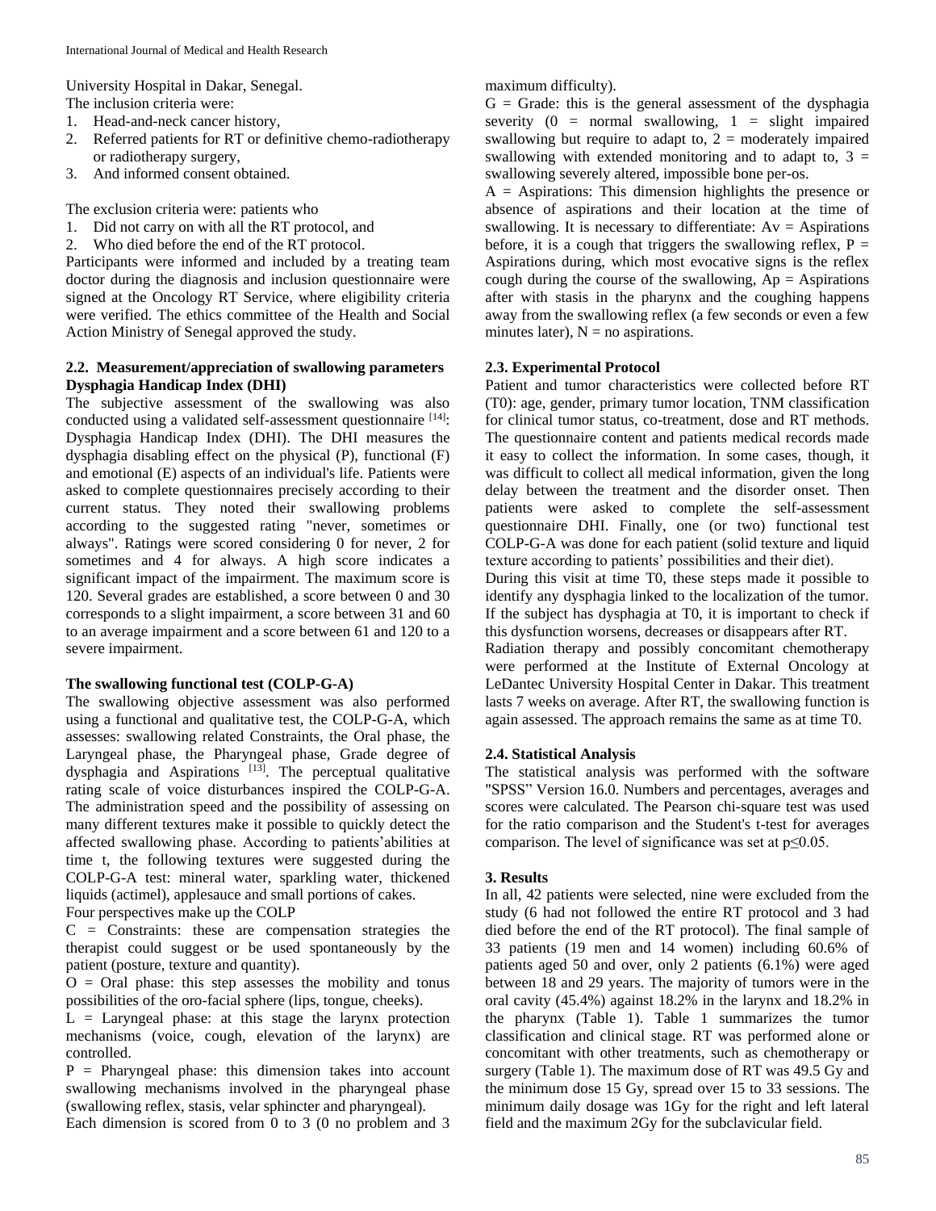University Hospital in Dakar, Senegal.

The inclusion criteria were:

1. Head-and-neck cancer history,
2. Referred patients for RT or definitive chemo-radiotherapy or radiotherapy surgery,
3. And informed consent obtained.

The exclusion criteria were: patients who

1. Did not carry on with all the RT protocol, and
2. Who died before the end of the RT protocol.

Participants were informed and included by a treating team doctor during the diagnosis and inclusion questionnaire were signed at the Oncology RT Service, where eligibility criteria were verified. The ethics committee of the Health and Social Action Ministry of Senegal approved the study.

### 2.2. Measurement/appreciation of swallowing parameters

**Dysphagia Handicap Index (DHI)**

The subjective assessment of the swallowing was also conducted using a validated self-assessment questionnaire [14]: Dysphagia Handicap Index (DHI). The DHI measures the dysphagia disabling effect on the physical (P), functional (F) and emotional (E) aspects of an individual's life. Patients were asked to complete questionnaires precisely according to their current status. They noted their swallowing problems according to the suggested rating "never, sometimes or always". Ratings were scored considering 0 for never, 2 for sometimes and 4 for always. A high score indicates a significant impact of the impairment. The maximum score is 120. Several grades are established, a score between 0 and 30 corresponds to a slight impairment, a score between 31 and 60 to an average impairment and a score between 61 and 120 to a severe impairment.

**The swallowing functional test (COLP-G-A)**

The swallowing objective assessment was also performed using a functional and qualitative test, the COLP-G-A, which assesses: swallowing related Constraints, the Oral phase, the Laryngeal phase, the Pharyngeal phase, Grade degree of dysphagia and Aspirations [13]. The perceptual qualitative rating scale of voice disturbances inspired the COLP-G-A. The administration speed and the possibility of assessing on many different textures make it possible to quickly detect the affected swallowing phase. According to patients'abilities at time t, the following textures were suggested during the COLP-G-A test: mineral water, sparkling water, thickened liquids (actimel), applesauce and small portions of cakes.

Four perspectives make up the COLP

C = Constraints: these are compensation strategies the therapist could suggest or be used spontaneously by the patient (posture, texture and quantity).

O = Oral phase: this step assesses the mobility and tonus possibilities of the oro-facial sphere (lips, tongue, cheeks).

L = Laryngeal phase: at this stage the larynx protection mechanisms (voice, cough, elevation of the larynx) are controlled.

P = Pharyngeal phase: this dimension takes into account swallowing mechanisms involved in the pharyngeal phase (swallowing reflex, stasis, velar sphincter and pharyngeal).

Each dimension is scored from 0 to 3 (0 no problem and 3 maximum difficulty).

G = Grade: this is the general assessment of the dysphagia severity (0 = normal swallowing, 1 = slight impaired swallowing but require to adapt to, 2 = moderately impaired swallowing with extended monitoring and to adapt to, 3 = swallowing severely altered, impossible bone per-os.

A = Aspirations: This dimension highlights the presence or absence of aspirations and their location at the time of swallowing. It is necessary to differentiate: Av = Aspirations before, it is a cough that triggers the swallowing reflex, P = Aspirations during, which most evocative signs is the reflex cough during the course of the swallowing, Ap = Aspirations after with stasis in the pharynx and the coughing happens away from the swallowing reflex (a few seconds or even a few minutes later), N = no aspirations.

### 2.3. Experimental Protocol

Patient and tumor characteristics were collected before RT (T0): age, gender, primary tumor location, TNM classification for clinical tumor status, co-treatment, dose and RT methods. The questionnaire content and patients medical records made it easy to collect the information. In some cases, though, it was difficult to collect all medical information, given the long delay between the treatment and the disorder onset. Then patients were asked to complete the self-assessment questionnaire DHI. Finally, one (or two) functional test COLP-G-A was done for each patient (solid texture and liquid texture according to patients' possibilities and their diet).

During this visit at time T0, these steps made it possible to identify any dysphagia linked to the localization of the tumor. If the subject has dysphagia at T0, it is important to check if this dysfunction worsens, decreases or disappears after RT.

Radiation therapy and possibly concomitant chemotherapy were performed at the Institute of External Oncology at LeDantec University Hospital Center in Dakar. This treatment lasts 7 weeks on average. After RT, the swallowing function is again assessed. The approach remains the same as at time T0.

### 2.4. Statistical Analysis

The statistical analysis was performed with the software "SPSS" Version 16.0. Numbers and percentages, averages and scores were calculated. The Pearson chi-square test was used for the ratio comparison and the Student's t-test for averages comparison. The level of significance was set at $p \leq 0.05$.

## 3. Results

In all, 42 patients were selected, nine were excluded from the study (6 had not followed the entire RT protocol and 3 had died before the end of the RT protocol). The final sample of 33 patients (19 men and 14 women) including 60.6% of patients aged 50 and over, only 2 patients (6.1%) were aged between 18 and 29 years. The majority of tumors were in the oral cavity (45.4%) against 18.2% in the larynx and 18.2% in the pharynx (Table 1). Table 1 summarizes the tumor classification and clinical stage. RT was performed alone or concomitant with other treatments, such as chemotherapy or surgery (Table 1). The maximum dose of RT was 49.5 Gy and the minimum dose 15 Gy, spread over 15 to 33 sessions. The minimum daily dosage was 1Gy for the right and left lateral field and the maximum 2Gy for the subclavicular field.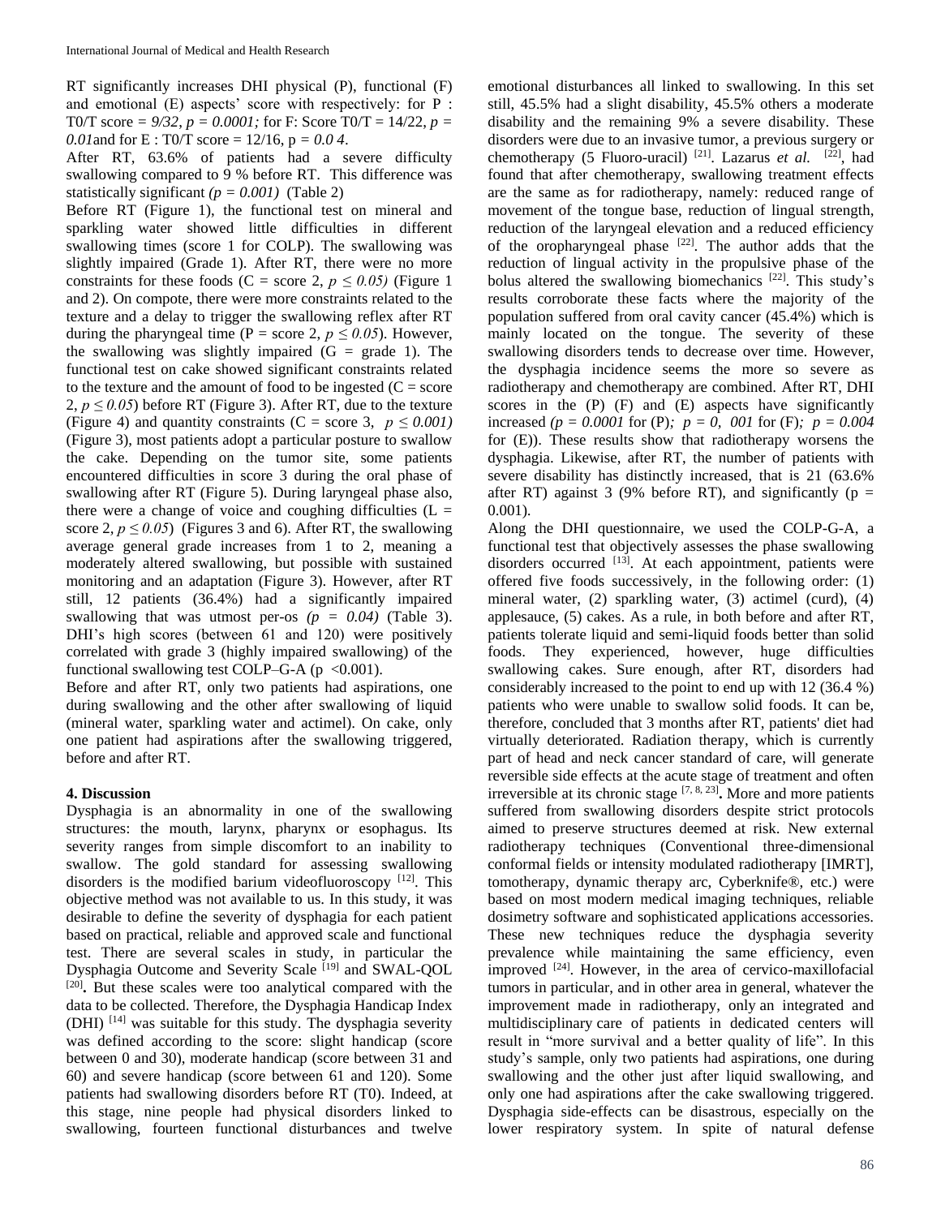RT significantly increases DHI physical (P), functional (F) and emotional (E) aspects' score with respectively: for P : T0/T score = *9/32*, *p = 0.0001;* for F: Score T0/T = 14/22, *p = 0.01*and for E : T0/T score = 12/16, p *= 0.0 4*.

After RT, 63.6% of patients had a severe difficulty swallowing compared to 9 % before RT. This difference was statistically significant *(p = 0.001)* (Table 2)

Before RT (Figure 1), the functional test on mineral and sparkling water showed little difficulties in different swallowing times (score 1 for COLP). The swallowing was slightly impaired (Grade 1). After RT, there were no more constraints for these foods (C = score 2, $p \leq 0.05$) (Figure 1 and 2). On compote, there were more constraints related to the texture and a delay to trigger the swallowing reflex after RT during the pharyngeal time (P = score 2, $p \leq 0.05$). However, the swallowing was slightly impaired (G = grade 1). The functional test on cake showed significant constraints related to the texture and the amount of food to be ingested (C = score 2, $p \leq 0.05$) before RT (Figure 3). After RT, due to the texture (Figure 4) and quantity constraints (C = score 3, $p \leq 0.001$) (Figure 3), most patients adopt a particular posture to swallow the cake. Depending on the tumor site, some patients encountered difficulties in score 3 during the oral phase of swallowing after RT (Figure 5). During laryngeal phase also, there were a change of voice and coughing difficulties (L = score 2, $p \leq 0.05$) (Figures 3 and 6). After RT, the swallowing average general grade increases from 1 to 2, meaning a moderately altered swallowing, but possible with sustained monitoring and an adaptation (Figure 3). However, after RT still, 12 patients (36.4%) had a significantly impaired swallowing that was utmost per-os *(p = 0.04)* (Table 3). DHI's high scores (between 61 and 120) were positively correlated with grade 3 (highly impaired swallowing) of the functional swallowing test COLP–G-A (p <0.001).

Before and after RT, only two patients had aspirations, one during swallowing and the other after swallowing of liquid (mineral water, sparkling water and actimel). On cake, only one patient had aspirations after the swallowing triggered, before and after RT.

## 4. Discussion

Dysphagia is an abnormality in one of the swallowing structures: the mouth, larynx, pharynx or esophagus. Its severity ranges from simple discomfort to an inability to swallow. The gold standard for assessing swallowing disorders is the modified barium videofluoroscopy [12]. This objective method was not available to us. In this study, it was desirable to define the severity of dysphagia for each patient based on practical, reliable and approved scale and functional test. There are several scales in study, in particular the Dysphagia Outcome and Severity Scale [19] and SWAL-QOL [20]**.** But these scales were too analytical compared with the data to be collected. Therefore, the Dysphagia Handicap Index (DHI) [14] was suitable for this study. The dysphagia severity was defined according to the score: slight handicap (score between 0 and 30), moderate handicap (score between 31 and 60) and severe handicap (score between 61 and 120). Some patients had swallowing disorders before RT (T0). Indeed, at this stage, nine people had physical disorders linked to swallowing, fourteen functional disturbances and twelve emotional disturbances all linked to swallowing. In this set still, 45.5% had a slight disability, 45.5% others a moderate disability and the remaining 9% a severe disability. These disorders were due to an invasive tumor, a previous surgery or chemotherapy (5 Fluoro-uracil) [21]. Lazarus *et al.* [22], had found that after chemotherapy, swallowing treatment effects are the same as for radiotherapy, namely: reduced range of movement of the tongue base, reduction of lingual strength, reduction of the laryngeal elevation and a reduced efficiency of the oropharyngeal phase [22]. The author adds that the reduction of lingual activity in the propulsive phase of the bolus altered the swallowing biomechanics [22]. This study's results corroborate these facts where the majority of the population suffered from oral cavity cancer (45.4%) which is mainly located on the tongue. The severity of these swallowing disorders tends to decrease over time. However, the dysphagia incidence seems the more so severe as radiotherapy and chemotherapy are combined. After RT, DHI scores in the (P) (F) and (E) aspects have significantly increased *(p = 0.0001* for (P)*; p = 0, 001* for (F)*; p = 0.004* for (E)). These results show that radiotherapy worsens the dysphagia. Likewise, after RT, the number of patients with severe disability has distinctly increased, that is 21 (63.6% after RT) against 3 (9% before RT), and significantly (p = 0.001).

Along the DHI questionnaire, we used the COLP-G-A, a functional test that objectively assesses the phase swallowing disorders occurred [13]. At each appointment, patients were offered five foods successively, in the following order: (1) mineral water, (2) sparkling water, (3) actimel (curd), (4) applesauce, (5) cakes. As a rule, in both before and after RT, patients tolerate liquid and semi-liquid foods better than solid foods. They experienced, however, huge difficulties swallowing cakes. Sure enough, after RT, disorders had considerably increased to the point to end up with 12 (36.4 %) patients who were unable to swallow solid foods. It can be, therefore, concluded that 3 months after RT, patients' diet had virtually deteriorated. Radiation therapy, which is currently part of head and neck cancer standard of care, will generate reversible side effects at the acute stage of treatment and often irreversible at its chronic stage [7, 8, 23]**.** More and more patients suffered from swallowing disorders despite strict protocols aimed to preserve structures deemed at risk. New external radiotherapy techniques (Conventional three-dimensional conformal fields or intensity modulated radiotherapy [IMRT], tomotherapy, dynamic therapy arc, Cyberknife®, etc.) were based on most modern medical imaging techniques, reliable dosimetry software and sophisticated applications accessories. These new techniques reduce the dysphagia severity prevalence while maintaining the same efficiency, even improved [24]. However, in the area of cervico-maxillofacial tumors in particular, and in other area in general, whatever the improvement made in radiotherapy, only an integrated and multidisciplinary care of patients in dedicated centers will result in "more survival and a better quality of life". In this study's sample, only two patients had aspirations, one during swallowing and the other just after liquid swallowing, and only one had aspirations after the cake swallowing triggered. Dysphagia side-effects can be disastrous, especially on the lower respiratory system. In spite of natural defense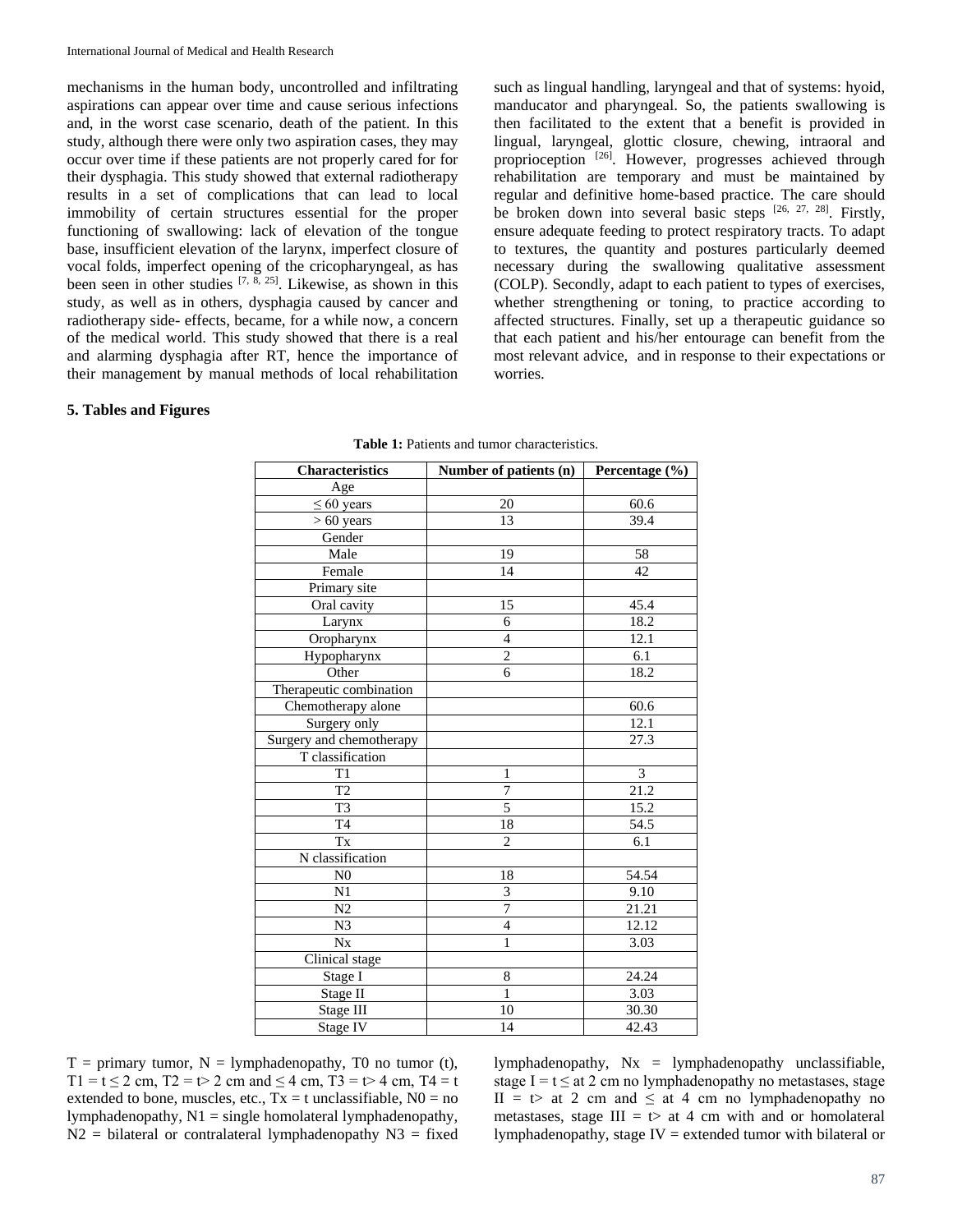mechanisms in the human body, uncontrolled and infiltrating aspirations can appear over time and cause serious infections and, in the worst case scenario, death of the patient. In this study, although there were only two aspiration cases, they may occur over time if these patients are not properly cared for for their dysphagia. This study showed that external radiotherapy results in a set of complications that can lead to local immobility of certain structures essential for the proper functioning of swallowing: lack of elevation of the tongue base, insufficient elevation of the larynx, imperfect closure of vocal folds, imperfect opening of the cricopharyngeal, as has been seen in other studies [7, 8, 25]. Likewise, as shown in this study, as well as in others, dysphagia caused by cancer and radiotherapy side- effects, became, for a while now, a concern of the medical world. This study showed that there is a real and alarming dysphagia after RT, hence the importance of their management by manual methods of local rehabilitation such as lingual handling, laryngeal and that of systems: hyoid, manducator and pharyngeal. So, the patients swallowing is then facilitated to the extent that a benefit is provided in lingual, laryngeal, glottic closure, chewing, intraoral and proprioception [26]. However, progresses achieved through rehabilitation are temporary and must be maintained by regular and definitive home-based practice. The care should be broken down into several basic steps [26, 27, 28]. Firstly, ensure adequate feeding to protect respiratory tracts. To adapt to textures, the quantity and postures particularly deemed necessary during the swallowing qualitative assessment (COLP). Secondly, adapt to each patient to types of exercises, whether strengthening or toning, to practice according to affected structures. Finally, set up a therapeutic guidance so that each patient and his/her entourage can benefit from the most relevant advice, and in response to their expectations or worries.

## 5. Tables and Figures

**Table 1:** Patients and tumor characteristics.

| Characteristics | Number of patients (n) | Percentage (%) |
|---|---|---|
| Age | | |
| ≤ 60 years | 20 | 60.6 |
| > 60 years | 13 | 39.4 |
| Gender | | |
| Male | 19 | 58 |
| Female | 14 | 42 |
| Primary site | | |
| Oral cavity | 15 | 45.4 |
| Larynx | 6 | 18.2 |
| Oropharynx | 4 | 12.1 |
| Hypopharynx | 2 | 6.1 |
| Other | 6 | 18.2 |
| Therapeutic combination | | |
| Chemotherapy alone | | 60.6 |
| Surgery only | | 12.1 |
| Surgery and chemotherapy | | 27.3 |
| T classification | | |
| T1 | 1 | 3 |
| T2 | 7 | 21.2 |
| T3 | 5 | 15.2 |
| T4 | 18 | 54.5 |
| Tx | 2 | 6.1 |
| N classification | | |
| N0 | 18 | 54.54 |
| N1 | 3 | 9.10 |
| N2 | 7 | 21.21 |
| N3 | 4 | 12.12 |
| Nx | 1 | 3.03 |
| Clinical stage | | |
| Stage I | 8 | 24.24 |
| Stage II | 1 | 3.03 |
| Stage III | 10 | 30.30 |
| Stage IV | 14 | 42.43 |

T = primary tumor, N = lymphadenopathy, T0 no tumor (t), T1 = t ≤ 2 cm, T2 = t> 2 cm and ≤ 4 cm, T3 = t> 4 cm, T4 = t extended to bone, muscles, etc., Tx = t unclassifiable, N0 = no lymphadenopathy, N1 = single homolateral lymphadenopathy, N2 = bilateral or contralateral lymphadenopathy N3 = fixed lymphadenopathy, Nx = lymphadenopathy unclassifiable, stage I = t ≤ at 2 cm no lymphadenopathy no metastases, stage II = t> at 2 cm and ≤ at 4 cm no lymphadenopathy no metastases, stage III = t> at 4 cm with and or homolateral lymphadenopathy, stage IV = extended tumor with bilateral or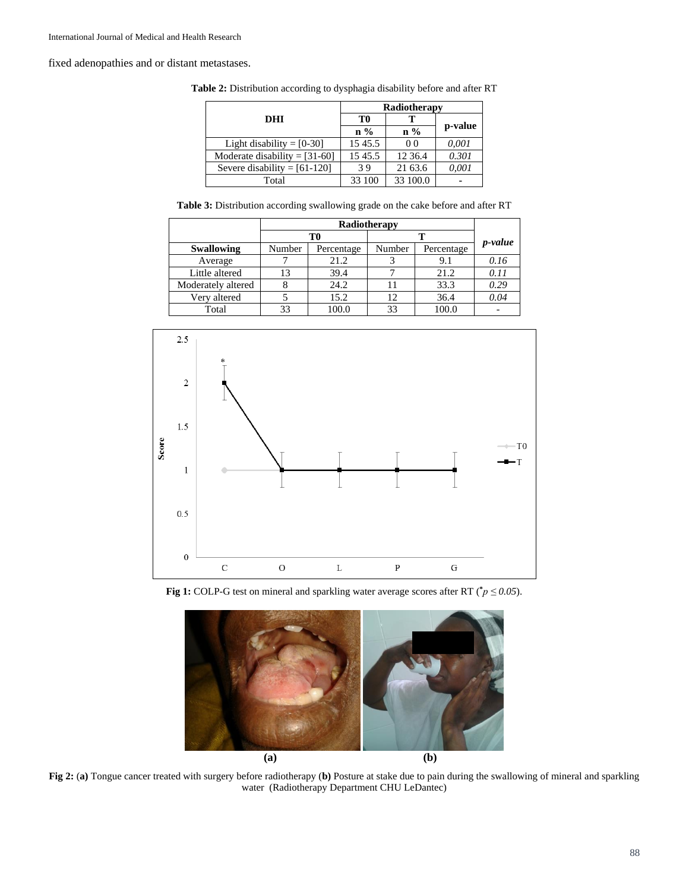fixed adenopathies and or distant metastases.

**Table 2:** Distribution according to dysphagia disability before and after RT

| DHI | Radiotherapy | | |
|---|---|---|---|
| | T0 | T | p-value |
| | n % | n % | |
| Light disability = [0-30] | 15 45.5 | 0 0 | *0,001* |
| Moderate disability = [31-60] | 15 45.5 | 12 36.4 | *0.301* |
| Severe disability = [61-120] | 3 9 | 21 63.6 | *0,001* |
| Total | 33 100 | 33 100.0 | - |

**Table 3:** Distribution according swallowing grade on the cake before and after RT

| | Radiotherapy | | | | *p-value* |
|---|---|---|---|---|---|
| | T0 | | T | | |
| **Swallowing** | Number | Percentage | Number | Percentage | |
| Average | 7 | 21.2 | 3 | 9.1 | *0.16* |
| Little altered | 13 | 39.4 | 7 | 21.2 | *0.11* |
| Moderately altered | 8 | 24.2 | 11 | 33.3 | *0.29* |
| Very altered | 5 | 15.2 | 12 | 36.4 | *0.04* |
| Total | 33 | 100.0 | 33 | 100.0 | - |

**Fig 1:** COLP-G test on mineral and sparkling water average scores after RT (*$p \le 0.05$).

**Fig 2:** (**a**) Tongue cancer treated with surgery before radiotherapy (**b**) Posture at stake due to pain during the swallowing of mineral and sparkling water (Radiotherapy Department CHU LeDantec)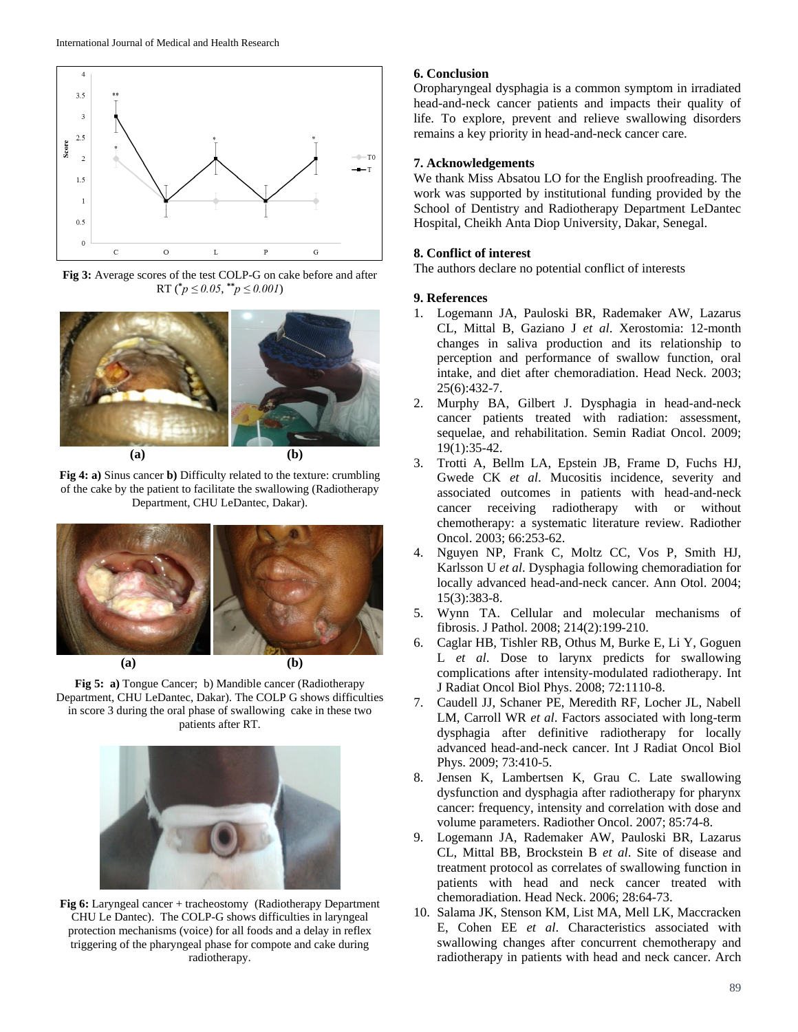Fig 3: Average scores of the test COLP-G on cake before and after RT ($^{*}p \leq 0.05$, $^{**}p \leq 0.001$)

(a) (b)

**Fig 4: a)** Sinus cancer **b)** Difficulty related to the texture: crumbling of the cake by the patient to facilitate the swallowing (Radiotherapy Department, CHU LeDantec, Dakar).

(a) (b)

**Fig 5: a)** Tongue Cancer; b) Mandible cancer (Radiotherapy Department, CHU LeDantec, Dakar). The COLP G shows difficulties in score 3 during the oral phase of swallowing cake in these two patients after RT.

**Fig 6:** Laryngeal cancer + tracheostomy (Radiotherapy Department CHU Le Dantec). The COLP-G shows difficulties in laryngeal protection mechanisms (voice) for all foods and a delay in reflex triggering of the pharyngeal phase for compote and cake during radiotherapy.

## 6. Conclusion

Oropharyngeal dysphagia is a common symptom in irradiated head-and-neck cancer patients and impacts their quality of life. To explore, prevent and relieve swallowing disorders remains a key priority in head-and-neck cancer care.

## 7. Acknowledgements

We thank Miss Absatou LO for the English proofreading. The work was supported by institutional funding provided by the School of Dentistry and Radiotherapy Department LeDantec Hospital, Cheikh Anta Diop University, Dakar, Senegal.

## 8. Conflict of interest

The authors declare no potential conflict of interests

## 9. References

1. Logemann JA, Pauloski BR, Rademaker AW, Lazarus CL, Mittal B, Gaziano J *et al*. Xerostomia: 12-month changes in saliva production and its relationship to perception and performance of swallow function, oral intake, and diet after chemoradiation. Head Neck. 2003; 25(6):432-7.
2. Murphy BA, Gilbert J. Dysphagia in head-and-neck cancer patients treated with radiation: assessment, sequelae, and rehabilitation. Semin Radiat Oncol. 2009; 19(1):35-42.
3. Trotti A, Bellm LA, Epstein JB, Frame D, Fuchs HJ, Gwede CK *et al*. Mucositis incidence, severity and associated outcomes in patients with head-and-neck cancer receiving radiotherapy with or without chemotherapy: a systematic literature review. Radiother Oncol. 2003; 66:253-62.
4. Nguyen NP, Frank C, Moltz CC, Vos P, Smith HJ, Karlsson U *et al*. Dysphagia following chemoradiation for locally advanced head-and-neck cancer. Ann Otol. 2004; 15(3):383-8.
5. Wynn TA. Cellular and molecular mechanisms of fibrosis. J Pathol. 2008; 214(2):199-210.
6. Caglar HB, Tishler RB, Othus M, Burke E, Li Y, Goguen L *et al*. Dose to larynx predicts for swallowing complications after intensity-modulated radiotherapy. Int J Radiat Oncol Biol Phys. 2008; 72:1110-8.
7. Caudell JJ, Schaner PE, Meredith RF, Locher JL, Nabell LM, Carroll WR *et al*. Factors associated with long-term dysphagia after definitive radiotherapy for locally advanced head-and-neck cancer. Int J Radiat Oncol Biol Phys. 2009; 73:410-5.
8. Jensen K, Lambertsen K, Grau C. Late swallowing dysfunction and dysphagia after radiotherapy for pharynx cancer: frequency, intensity and correlation with dose and volume parameters. Radiother Oncol. 2007; 85:74-8.
9. Logemann JA, Rademaker AW, Pauloski BR, Lazarus CL, Mittal BB, Brockstein B *et al*. Site of disease and treatment protocol as correlates of swallowing function in patients with head and neck cancer treated with chemoradiation. Head Neck. 2006; 28:64-73.
10. Salama JK, Stenson KM, List MA, Mell LK, Maccracken E, Cohen EE *et al*. Characteristics associated with swallowing changes after concurrent chemotherapy and radiotherapy in patients with head and neck cancer. Arch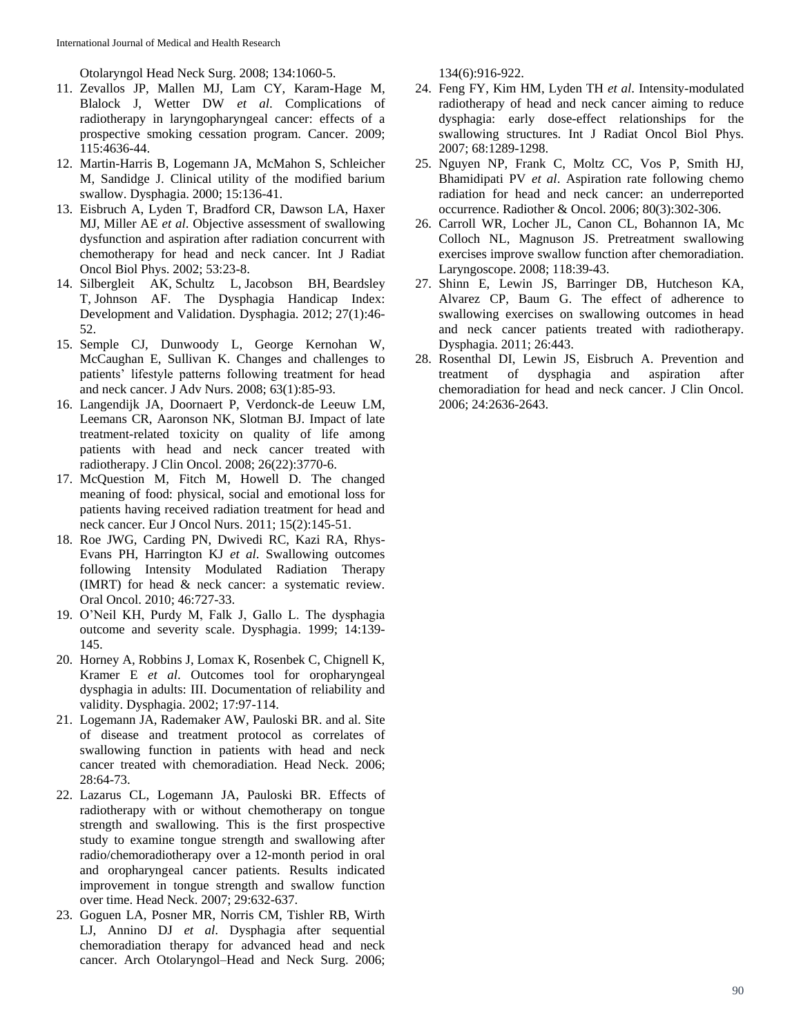Otolaryngol Head Neck Surg. 2008; 134:1060-5.

11. Zevallos JP, Mallen MJ, Lam CY, Karam-Hage M, Blalock J, Wetter DW *et al*. Complications of radiotherapy in laryngopharyngeal cancer: effects of a prospective smoking cessation program. Cancer. 2009; 115:4636-44.
12. Martin-Harris B, Logemann JA, McMahon S, Schleicher M, Sandidge J. Clinical utility of the modified barium swallow. Dysphagia. 2000; 15:136-41.
13. Eisbruch A, Lyden T, Bradford CR, Dawson LA, Haxer MJ, Miller AE *et al*. Objective assessment of swallowing dysfunction and aspiration after radiation concurrent with chemotherapy for head and neck cancer. Int J Radiat Oncol Biol Phys. 2002; 53:23-8.
14. Silbergleit AK, Schultz L, Jacobson BH, Beardsley T, Johnson AF. The Dysphagia Handicap Index: Development and Validation. Dysphagia. 2012; 27(1):46-52.
15. Semple CJ, Dunwoody L, George Kernohan W, McCaughan E, Sullivan K. Changes and challenges to patients' lifestyle patterns following treatment for head and neck cancer. J Adv Nurs. 2008; 63(1):85-93.
16. Langendijk JA, Doornaert P, Verdonck-de Leeuw LM, Leemans CR, Aaronson NK, Slotman BJ. Impact of late treatment-related toxicity on quality of life among patients with head and neck cancer treated with radiotherapy. J Clin Oncol. 2008; 26(22):3770-6.
17. McQuestion M, Fitch M, Howell D. The changed meaning of food: physical, social and emotional loss for patients having received radiation treatment for head and neck cancer. Eur J Oncol Nurs. 2011; 15(2):145-51.
18. Roe JWG, Carding PN, Dwivedi RC, Kazi RA, Rhys-Evans PH, Harrington KJ *et al*. Swallowing outcomes following Intensity Modulated Radiation Therapy (IMRT) for head & neck cancer: a systematic review. Oral Oncol. 2010; 46:727-33.
19. O'Neil KH, Purdy M, Falk J, Gallo L. The dysphagia outcome and severity scale. Dysphagia. 1999; 14:139-145.
20. Horney A, Robbins J, Lomax K, Rosenbek C, Chignell K, Kramer E *et al*. Outcomes tool for oropharyngeal dysphagia in adults: III. Documentation of reliability and validity. Dysphagia. 2002; 17:97-114.
21. Logemann JA, Rademaker AW, Pauloski BR. and al. Site of disease and treatment protocol as correlates of swallowing function in patients with head and neck cancer treated with chemoradiation. Head Neck. 2006; 28:64-73.
22. Lazarus CL, Logemann JA, Pauloski BR. Effects of radiotherapy with or without chemotherapy on tongue strength and swallowing. This is the first prospective study to examine tongue strength and swallowing after radio/chemoradiotherapy over a 12-month period in oral and oropharyngeal cancer patients. Results indicated improvement in tongue strength and swallow function over time. Head Neck. 2007; 29:632-637.
23. Goguen LA, Posner MR, Norris CM, Tishler RB, Wirth LJ, Annino DJ *et al*. Dysphagia after sequential chemoradiation therapy for advanced head and neck cancer. Arch Otolaryngol–Head and Neck Surg. 2006; 134(6):916-922.
24. Feng FY, Kim HM, Lyden TH *et al*. Intensity-modulated radiotherapy of head and neck cancer aiming to reduce dysphagia: early dose-effect relationships for the swallowing structures. Int J Radiat Oncol Biol Phys. 2007; 68:1289-1298.
25. Nguyen NP, Frank C, Moltz CC, Vos P, Smith HJ, Bhamidipati PV *et al*. Aspiration rate following chemo radiation for head and neck cancer: an underreported occurrence. Radiother & Oncol. 2006; 80(3):302-306.
26. Carroll WR, Locher JL, Canon CL, Bohannon IA, Mc Colloch NL, Magnuson JS. Pretreatment swallowing exercises improve swallow function after chemoradiation. Laryngoscope. 2008; 118:39-43.
27. Shinn E, Lewin JS, Barringer DB, Hutcheson KA, Alvarez CP, Baum G. The effect of adherence to swallowing exercises on swallowing outcomes in head and neck cancer patients treated with radiotherapy. Dysphagia. 2011; 26:443.
28. Rosenthal DI, Lewin JS, Eisbruch A. Prevention and treatment of dysphagia and aspiration after chemoradiation for head and neck cancer. J Clin Oncol. 2006; 24:2636-2643.